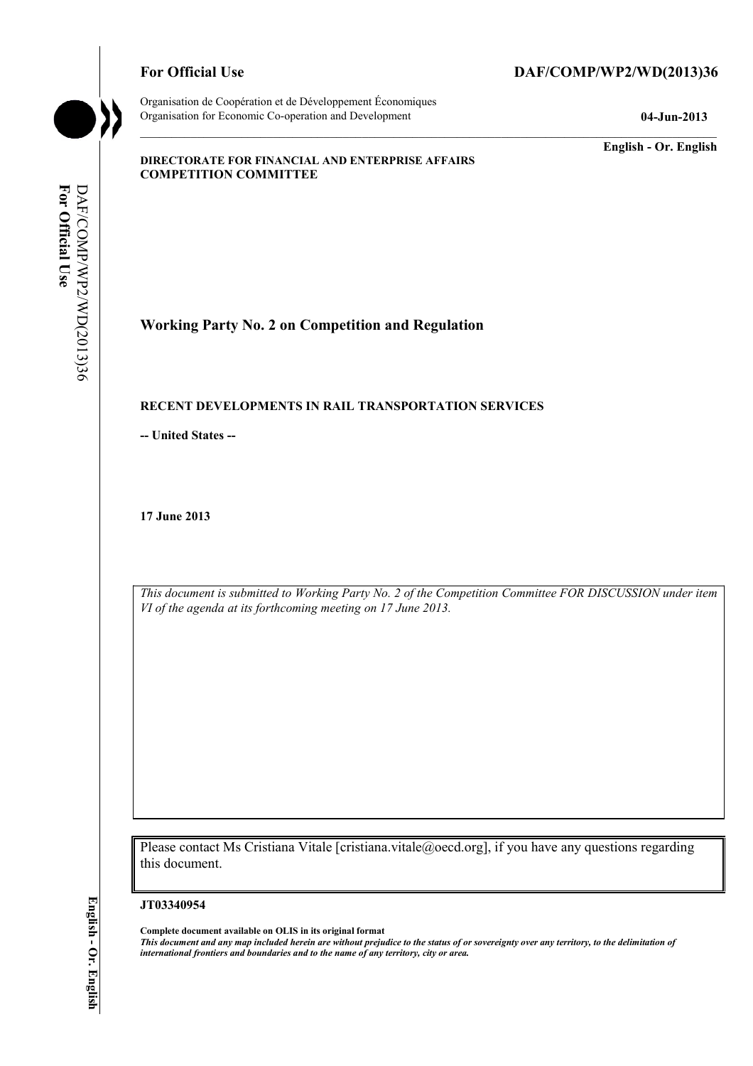**For Official Use** **DAF/COMP/WP2/WD(2013)36**

Organisation de Coopération et de Développement Économiques
Organisation for Economic Co-operation and Development

**04-Jun-2013**

**English - Or. English**

**DIRECTORATE FOR FINANCIAL AND ENTERPRISE AFFAIRS**
**COMPETITION COMMITTEE**

## Working Party No. 2 on Competition and Regulation

### RECENT DEVELOPMENTS IN RAIL TRANSPORTATION SERVICES

**-- United States --**

**17 June 2013**

*This document is submitted to Working Party No. 2 of the Competition Committee FOR DISCUSSION under item VI of the agenda at its forthcoming meeting on 17 June 2013.*

Please contact Ms Cristiana Vitale [cristiana.vitale@oecd.org], if you have any questions regarding this document.

**JT03340954**

**Complete document available on OLIS in its original format**
***This document and any map included herein are without prejudice to the status of or sovereignty over any territory, to the delimitation of international frontiers and boundaries and to the name of any territory, city or area.***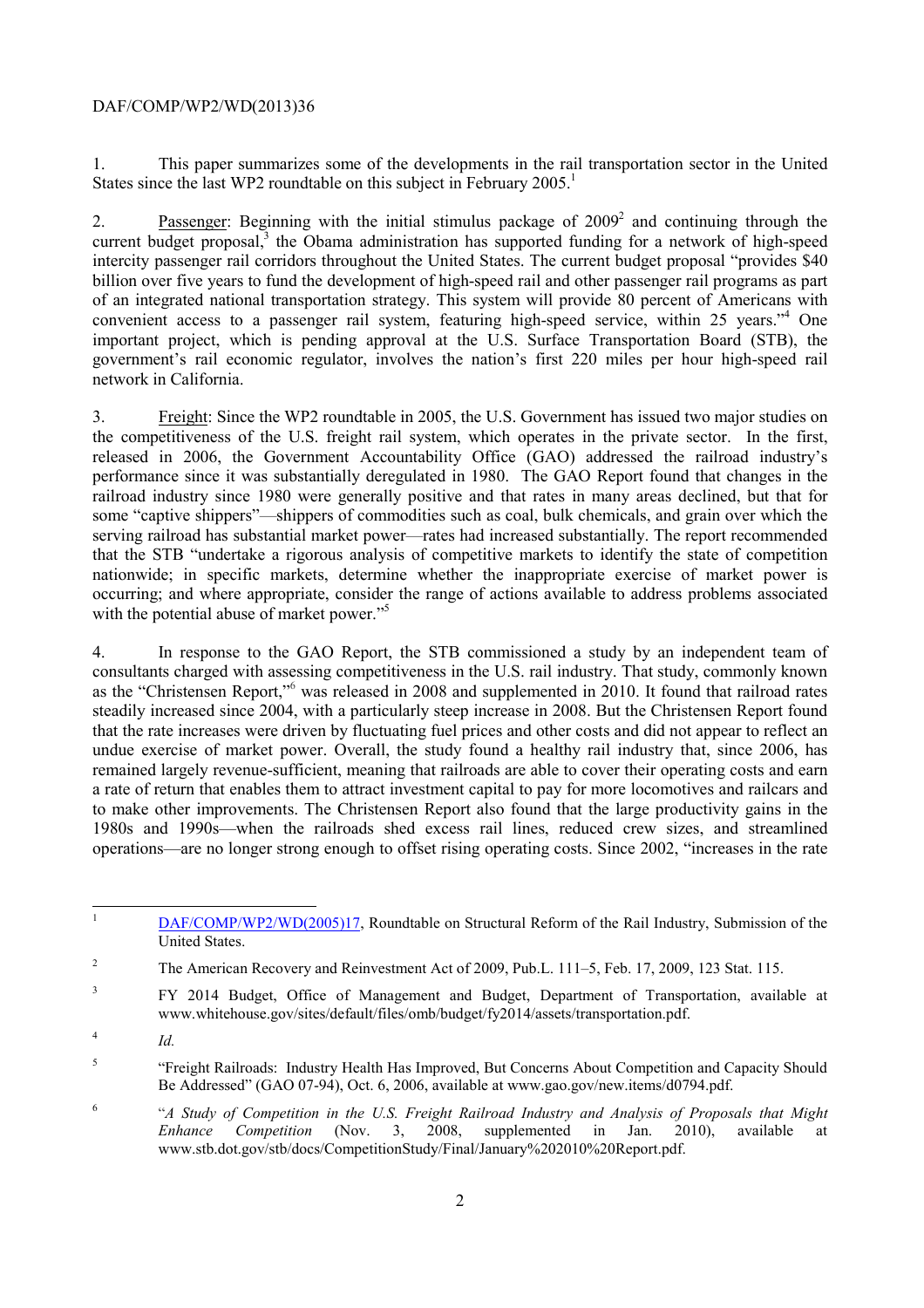1. This paper summarizes some of the developments in the rail transportation sector in the United States since the last WP2 roundtable on this subject in February 2005.[1]

2. Passenger: Beginning with the initial stimulus package of 2009[2] and continuing through the current budget proposal,[3] the Obama administration has supported funding for a network of high-speed intercity passenger rail corridors throughout the United States. The current budget proposal "provides $40 billion over five years to fund the development of high-speed rail and other passenger rail programs as part of an integrated national transportation strategy. This system will provide 80 percent of Americans with convenient access to a passenger rail system, featuring high-speed service, within 25 years."[4] One important project, which is pending approval at the U.S. Surface Transportation Board (STB), the government's rail economic regulator, involves the nation's first 220 miles per hour high-speed rail network in California.

3. Freight: Since the WP2 roundtable in 2005, the U.S. Government has issued two major studies on the competitiveness of the U.S. freight rail system, which operates in the private sector. In the first, released in 2006, the Government Accountability Office (GAO) addressed the railroad industry's performance since it was substantially deregulated in 1980. The GAO Report found that changes in the railroad industry since 1980 were generally positive and that rates in many areas declined, but that for some "captive shippers"—shippers of commodities such as coal, bulk chemicals, and grain over which the serving railroad has substantial market power—rates had increased substantially. The report recommended that the STB "undertake a rigorous analysis of competitive markets to identify the state of competition nationwide; in specific markets, determine whether the inappropriate exercise of market power is occurring; and where appropriate, consider the range of actions available to address problems associated with the potential abuse of market power."[5]

4. In response to the GAO Report, the STB commissioned a study by an independent team of consultants charged with assessing competitiveness in the U.S. rail industry. That study, commonly known as the "Christensen Report,"[6] was released in 2008 and supplemented in 2010. It found that railroad rates steadily increased since 2004, with a particularly steep increase in 2008. But the Christensen Report found that the rate increases were driven by fluctuating fuel prices and other costs and did not appear to reflect an undue exercise of market power. Overall, the study found a healthy rail industry that, since 2006, has remained largely revenue-sufficient, meaning that railroads are able to cover their operating costs and earn a rate of return that enables them to attract investment capital to pay for more locomotives and railcars and to make other improvements. The Christensen Report also found that the large productivity gains in the 1980s and 1990s—when the railroads shed excess rail lines, reduced crew sizes, and streamlined operations—are no longer strong enough to offset rising operating costs. Since 2002, "increases in the rate

---

[1] DAF/COMP/WP2/WD(2005)17, Roundtable on Structural Reform of the Rail Industry, Submission of the United States.

[2] The American Recovery and Reinvestment Act of 2009, Pub.L. 111–5, Feb. 17, 2009, 123 Stat. 115.

[3] FY 2014 Budget, Office of Management and Budget, Department of Transportation, available at www.whitehouse.gov/sites/default/files/omb/budget/fy2014/assets/transportation.pdf.

[4] *Id.*

[5] "Freight Railroads: Industry Health Has Improved, But Concerns About Competition and Capacity Should Be Addressed" (GAO 07-94), Oct. 6, 2006, available at www.gao.gov/new.items/d0794.pdf.

[6] "*A Study of Competition in the U.S. Freight Railroad Industry and Analysis of Proposals that Might Enhance Competition* (Nov. 3, 2008, supplemented in Jan. 2010), available at www.stb.dot.gov/stb/docs/CompetitionStudy/Final/January%202010%20Report.pdf.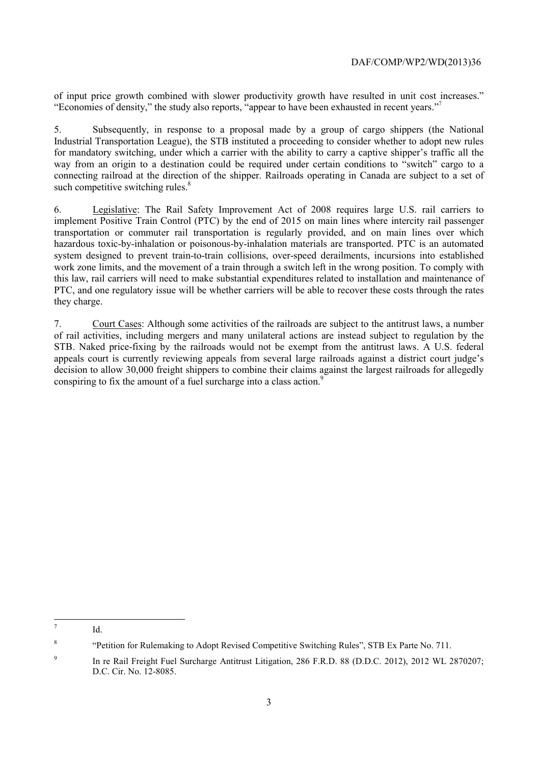of input price growth combined with slower productivity growth have resulted in unit cost increases." "Economies of density," the study also reports, "appear to have been exhausted in recent years."[7]

5. Subsequently, in response to a proposal made by a group of cargo shippers (the National Industrial Transportation League), the STB instituted a proceeding to consider whether to adopt new rules for mandatory switching, under which a carrier with the ability to carry a captive shipper's traffic all the way from an origin to a destination could be required under certain conditions to "switch" cargo to a connecting railroad at the direction of the shipper. Railroads operating in Canada are subject to a set of such competitive switching rules.[8]

6. Legislative: The Rail Safety Improvement Act of 2008 requires large U.S. rail carriers to implement Positive Train Control (PTC) by the end of 2015 on main lines where intercity rail passenger transportation or commuter rail transportation is regularly provided, and on main lines over which hazardous toxic-by-inhalation or poisonous-by-inhalation materials are transported. PTC is an automated system designed to prevent train-to-train collisions, over-speed derailments, incursions into established work zone limits, and the movement of a train through a switch left in the wrong position. To comply with this law, rail carriers will need to make substantial expenditures related to installation and maintenance of PTC, and one regulatory issue will be whether carriers will be able to recover these costs through the rates they charge.

7. Court Cases: Although some activities of the railroads are subject to the antitrust laws, a number of rail activities, including mergers and many unilateral actions are instead subject to regulation by the STB. Naked price-fixing by the railroads would not be exempt from the antitrust laws. A U.S. federal appeals court is currently reviewing appeals from several large railroads against a district court judge's decision to allow 30,000 freight shippers to combine their claims against the largest railroads for allegedly conspiring to fix the amount of a fuel surcharge into a class action.[9]

---

[7] Id.

[8] "Petition for Rulemaking to Adopt Revised Competitive Switching Rules", STB Ex Parte No. 711.

[9] In re Rail Freight Fuel Surcharge Antitrust Litigation, 286 F.R.D. 88 (D.D.C. 2012), 2012 WL 2870207; D.C. Cir. No. 12-8085.